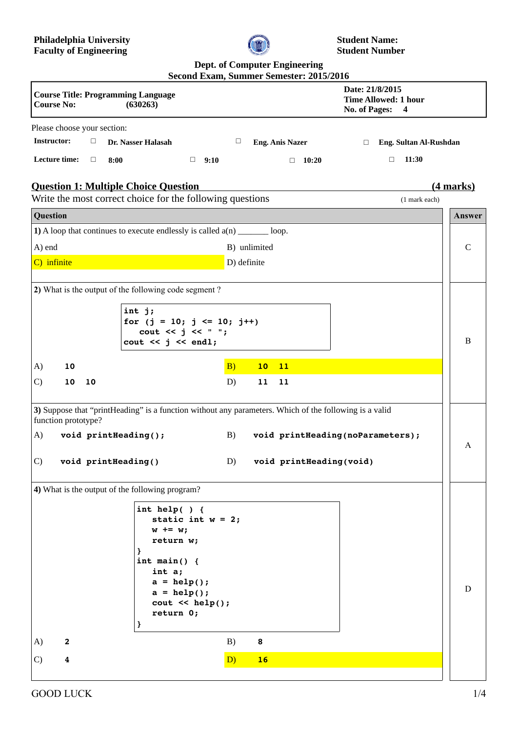**Philadelphia University**
**Faculty of Engineering**

**Student Name:**
**Student Number**

**Dept. of Computer Engineering**
**Second Exam, Summer Semester: 2015/2016**

| **Course Title: Programming Language**<br>**Course No: (630263)** | **Date: 21/8/2015**<br>**Time Allowed: 1 hour**<br>**No. of Pages: 4** |
|---|---|

Please choose your section:

**Instructor:** ☐ **Dr. Nasser Halasah** ☐ **Eng. Anis Nazer** ☐ **Eng. Sultan Al-Rushdan**

**Lecture time:** ☐ **8:00** ☐ **9:10** ☐ **10:20** ☐ **11:30**

## Question 1: Multiple Choice Question (4 marks)

Write the most correct choice for the following questions (1 mark each)

**1)** A loop that continues to execute endlessly is called a(n) _______ loop.

A) end
B) unlimited
C) infinite
D) definite

**Answer:** C

**2)** What is the output of the following code segment ?

```
int j;
for (j = 10; j <= 10; j++)
   cout << j << " ";
cout << j << endl;
```

A) `10`
B) `10 11`
C) `10 10`
D) `11 11`

**Answer:** B

**3)** Suppose that "printHeading" is a function without any parameters. Which of the following is a valid function prototype?

A) `void printHeading();`
B) `void printHeading(noParameters);`
C) `void printHeading()`
D) `void printHeading(void)`

**Answer:** A

**4)** What is the output of the following program?

```
int help( ) {
   static int w = 2;
   w += w;
   return w;
}
int main() {
   int a;
   a = help();
   a = help();
   cout << help();
   return 0;
}
```

A) `2`
B) `8`
C) `4`
D) `16`

**Answer:** D

GOOD LUCK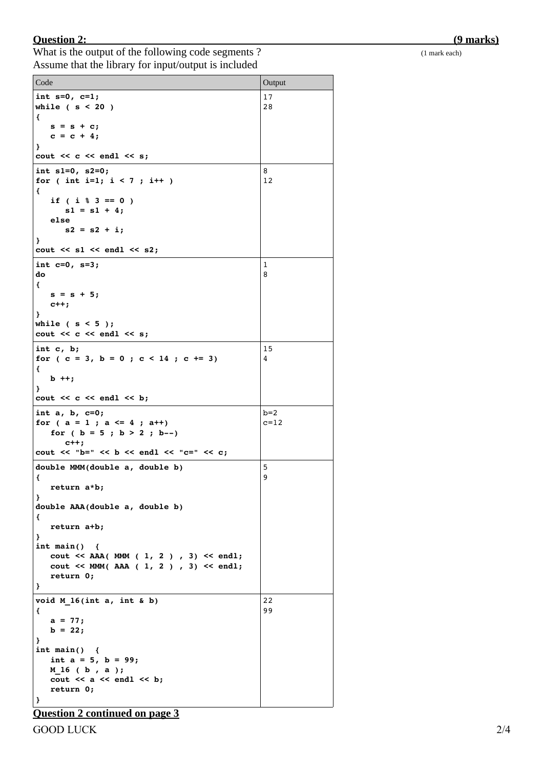**Question 2:** **(9 marks)**

What is the output of the following code segments ? (1 mark each)
Assume that the library for input/output is included

| Code | Output |
|---|---|
| `int s=0, c=1;`<br>`while ( s < 20 )`<br>`{`<br>`   s = s + c;`<br>`   c = c + 4;`<br>`}`<br>`cout << c << endl << s;` | 17<br>28 |
| `int s1=0, s2=0;`<br>`for ( int i=1; i < 7 ; i++ )`<br>`{`<br>`   if ( i % 3 == 0 )`<br>`      s1 = s1 + 4;`<br>`   else`<br>`      s2 = s2 + i;`<br>`}`<br>`cout << s1 << endl << s2;` | 8<br>12 |
| `int c=0, s=3;`<br>`do`<br>`{`<br>`   s = s + 5;`<br>`   c++;`<br>`}`<br>`while ( s < 5 );`<br>`cout << c << endl << s;` | 1<br>8 |
| `int c, b;`<br>`for ( c = 3, b = 0 ; c < 14 ; c += 3)`<br>`{`<br>`   b ++;`<br>`}`<br>`cout << c << endl << b;` | 15<br>4 |
| `int a, b, c=0;`<br>`for ( a = 1 ; a <= 4 ; a++)`<br>`   for ( b = 5 ; b > 2 ; b--)`<br>`      c++;`<br>`cout << "b=" << b << endl << "c=" << c;` | b=2<br>c=12 |
| `double MMM(double a, double b)`<br>`{`<br>`   return a*b;`<br>`}`<br>`double AAA(double a, double b)`<br>`{`<br>`   return a+b;`<br>`}`<br>`int main()  {`<br>`   cout << AAA( MMM ( 1, 2 ) , 3) << endl;`<br>`   cout << MMM( AAA ( 1, 2 ) , 3) << endl;`<br>`   return 0;`<br>`}` | 5<br>9 |
| `void M_16(int a, int & b)`<br>`{`<br>`   a = 77;`<br>`   b = 22;`<br>`}`<br>`int main()  {`<br>`   int a = 5, b = 99;`<br>`   M_16 ( b , a );`<br>`   cout << a << endl << b;`<br>`   return 0;`<br>`}` | 22<br>99 |

**Question 2 continued on page 3**

GOOD LUCK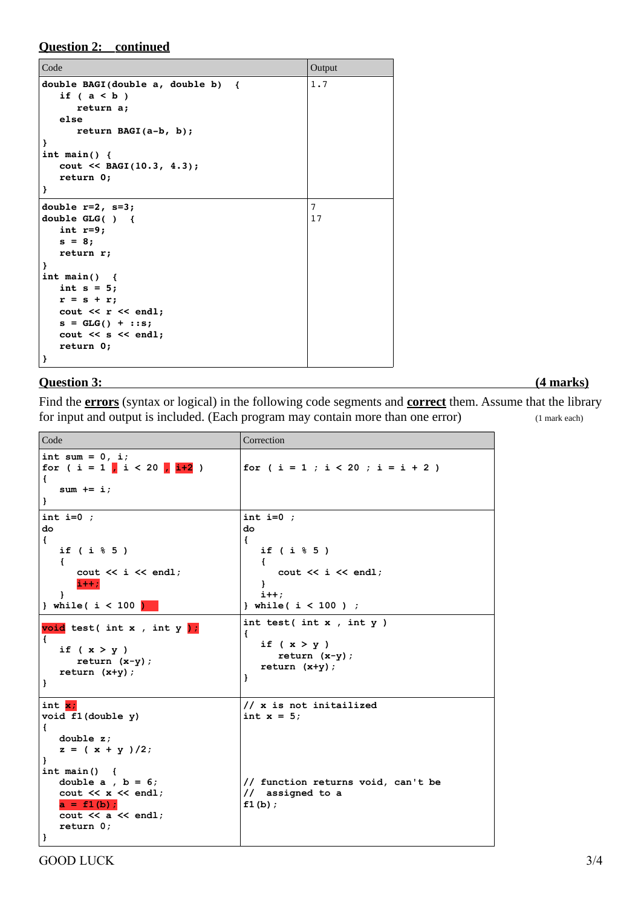## Question 2: continued

<table>
<tr><th>Code</th><th>Output</th></tr>
<tr><td>

```
double BAGI(double a, double b)  {
   if ( a < b )
      return a;
   else
      return BAGI(a-b, b);
}
int main() {
   cout << BAGI(10.3, 4.3);
   return 0;
}
```

</td><td>

```
1.7
```

</td></tr>
<tr><td>

```
double r=2, s=3;
double GLG( )  {
   int r=9;
   s = 8;
   return r;
}
int main()  {
   int s = 5;
   r = s + r;
   cout << r << endl;
   s = GLG() + ::s;
   cout << s << endl;
   return 0;
}
```

</td><td>

```
7
17
```

</td></tr>
</table>

## Question 3: (4 marks)

Find the **errors** (syntax or logical) in the following code segments and **correct** them. Assume that the library for input and output is included. (Each program may contain more than one error) (1 mark each)

<table>
<tr><th>Code</th><th>Correction</th></tr>
<tr><td>

```
int sum = 0, i;
for ( i = 1 , i < 20 , i+2 )
{
   sum += i;
}
```

</td><td>

```
for ( i = 1 ; i < 20 ; i = i + 2 )
```

</td></tr>
<tr><td>

```
int i=0 ;
do
{
   if ( i % 5 )
   {
      cout << i << endl;
      i++;
   }
} while( i < 100 )
```

</td><td>

```
int i=0 ;
do
{
   if ( i % 5 )
   {
      cout << i << endl;
   }
   i++;
} while( i < 100 ) ;
```

</td></tr>
<tr><td>

```
void test( int x , int y );
{
   if ( x > y )
      return (x-y);
   return (x+y);
}
```

</td><td>

```
int test( int x , int y )
{
   if ( x > y )
      return (x-y);
   return (x+y);
}
```

</td></tr>
<tr><td>

```
int x;
void f1(double y)
{
   double z;
   z = ( x + y )/2;
}
int main()  {
   double a , b = 6;
   cout << x << endl;
   a = f1(b);
   cout << a << endl;
   return 0;
}
```

</td><td>

```
// x is not initailized
int x = 5;




// function returns void, can't be
//  assigned to a
f1(b);
```

</td></tr>
</table>

GOOD LUCK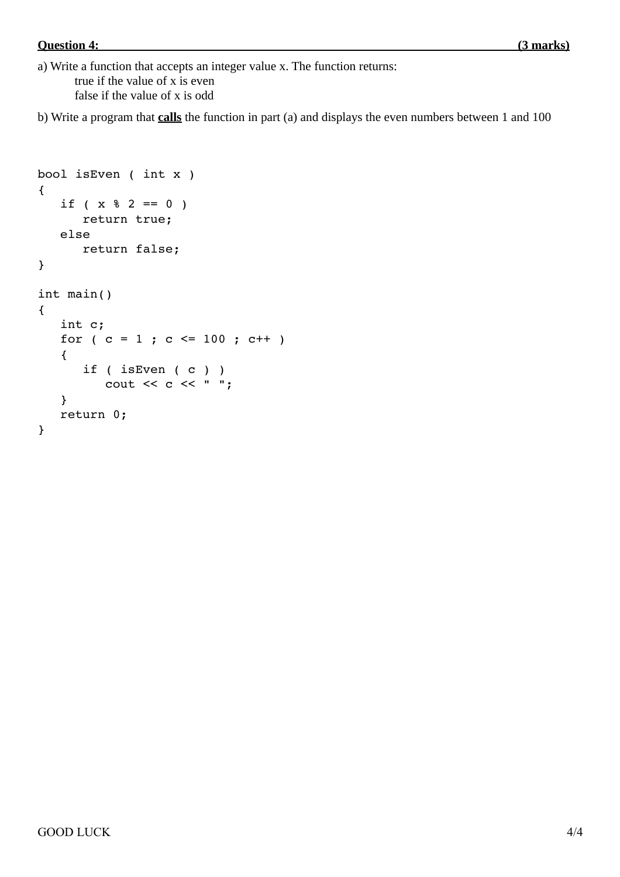**Question 4:** **(3 marks)**

a) Write a function that accepts an integer value x. The function returns:

true if the value of x is even

false if the value of x is odd

b) Write a program that **calls** the function in part (a) and displays the even numbers between 1 and 100

```
bool isEven ( int x )
{
   if ( x % 2 == 0 )
      return true;
   else
      return false;
}

int main()
{
   int c;
   for ( c = 1 ; c <= 100 ; c++ )
   {
      if ( isEven ( c ) )
         cout << c << " ";
   }
   return 0;
}
```

GOOD LUCK